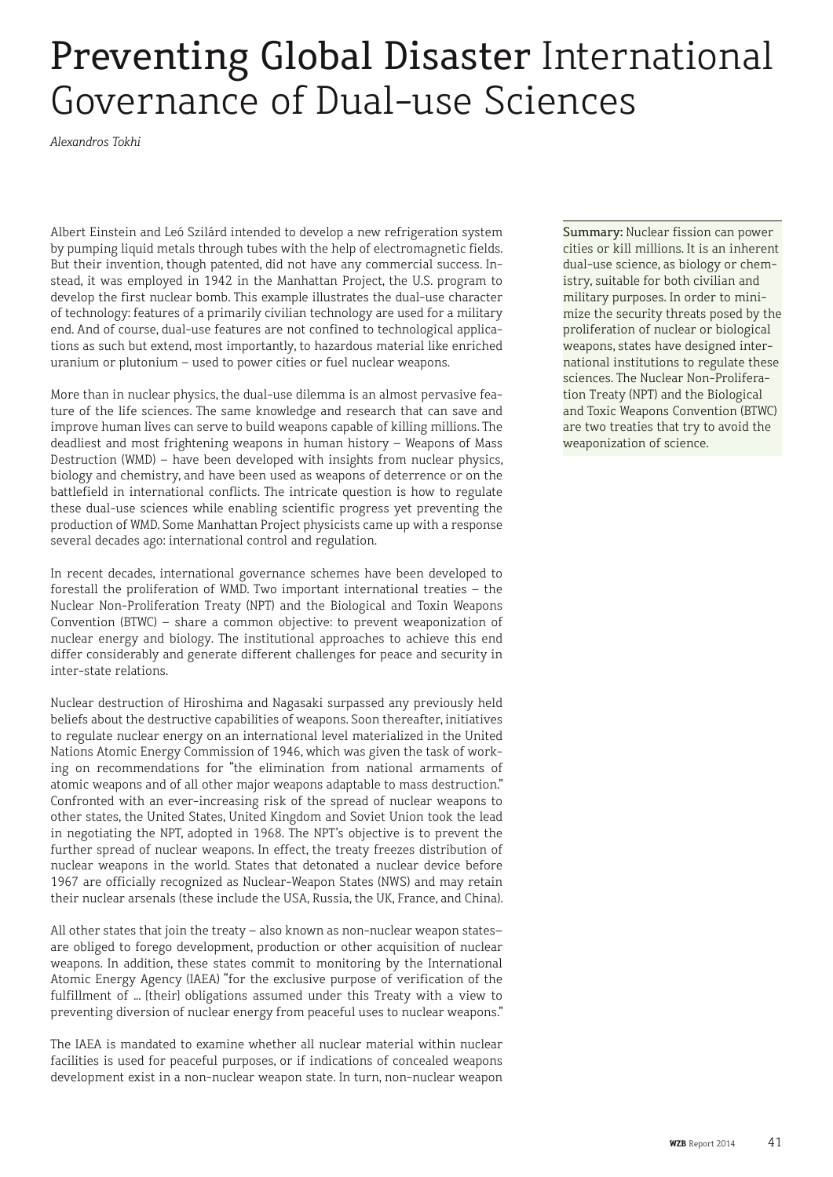# Preventing Global Disaster International Governance of Dual-use Sciences

*Alexandros Tokhi*

**Summary:** Nuclear fission can power cities or kill millions. It is an inherent dual-use science, as biology or chemistry, suitable for both civilian and military purposes. In order to minimize the security threats posed by the proliferation of nuclear or biological weapons, states have designed international institutions to regulate these sciences. The Nuclear Non-Proliferation Treaty (NPT) and the Biological and Toxic Weapons Convention (BTWC) are two treaties that try to avoid the weaponization of science.

Albert Einstein and Leó Szilárd intended to develop a new refrigeration system by pumping liquid metals through tubes with the help of electromagnetic fields. But their invention, though patented, did not have any commercial success. Instead, it was employed in 1942 in the Manhattan Project, the U.S. program to develop the first nuclear bomb. This example illustrates the dual-use character of technology: features of a primarily civilian technology are used for a military end. And of course, dual-use features are not confined to technological applications as such but extend, most importantly, to hazardous material like enriched uranium or plutonium – used to power cities or fuel nuclear weapons.

More than in nuclear physics, the dual-use dilemma is an almost pervasive feature of the life sciences. The same knowledge and research that can save and improve human lives can serve to build weapons capable of killing millions. The deadliest and most frightening weapons in human history – Weapons of Mass Destruction (WMD) – have been developed with insights from nuclear physics, biology and chemistry, and have been used as weapons of deterrence or on the battlefield in international conflicts. The intricate question is how to regulate these dual-use sciences while enabling scientific progress yet preventing the production of WMD. Some Manhattan Project physicists came up with a response several decades ago: international control and regulation.

In recent decades, international governance schemes have been developed to forestall the proliferation of WMD. Two important international treaties – the Nuclear Non-Proliferation Treaty (NPT) and the Biological and Toxin Weapons Convention (BTWC) – share a common objective: to prevent weaponization of nuclear energy and biology. The institutional approaches to achieve this end differ considerably and generate different challenges for peace and security in inter-state relations.

Nuclear destruction of Hiroshima and Nagasaki surpassed any previously held beliefs about the destructive capabilities of weapons. Soon thereafter, initiatives to regulate nuclear energy on an international level materialized in the United Nations Atomic Energy Commission of 1946, which was given the task of working on recommendations for "the elimination from national armaments of atomic weapons and of all other major weapons adaptable to mass destruction." Confronted with an ever-increasing risk of the spread of nuclear weapons to other states, the United States, United Kingdom and Soviet Union took the lead in negotiating the NPT, adopted in 1968. The NPT's objective is to prevent the further spread of nuclear weapons. In effect, the treaty freezes distribution of nuclear weapons in the world. States that detonated a nuclear device before 1967 are officially recognized as Nuclear-Weapon States (NWS) and may retain their nuclear arsenals (these include the USA, Russia, the UK, France, and China).

All other states that join the treaty – also known as non-nuclear weapon states– are obliged to forego development, production or other acquisition of nuclear weapons. In addition, these states commit to monitoring by the International Atomic Energy Agency (IAEA) "for the exclusive purpose of verification of the fulfillment of … [their] obligations assumed under this Treaty with a view to preventing diversion of nuclear energy from peaceful uses to nuclear weapons."

The IAEA is mandated to examine whether all nuclear material within nuclear facilities is used for peaceful purposes, or if indications of concealed weapons development exist in a non-nuclear weapon state. In turn, non-nuclear weapon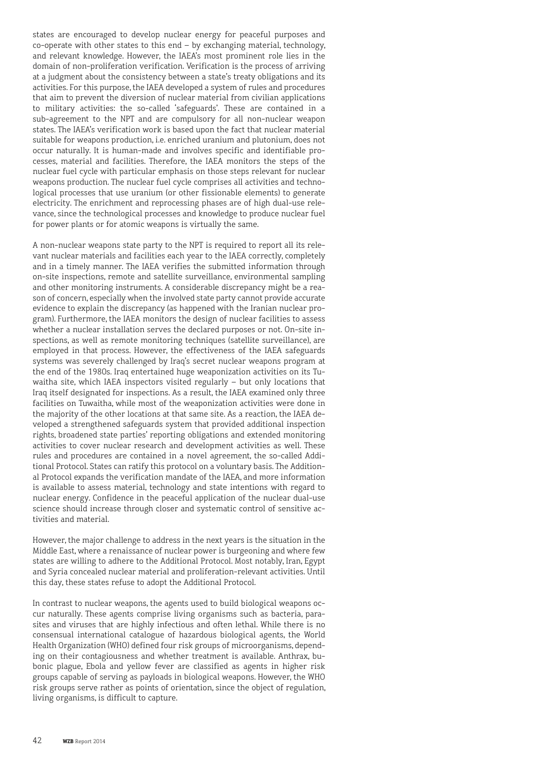states are encouraged to develop nuclear energy for peaceful purposes and co-operate with other states to this end – by exchanging material, technology, and relevant knowledge. However, the IAEA's most prominent role lies in the domain of non-proliferation verification. Verification is the process of arriving at a judgment about the consistency between a state's treaty obligations and its activities. For this purpose, the IAEA developed a system of rules and procedures that aim to prevent the diversion of nuclear material from civilian applications to military activities: the so-called 'safeguards'. These are contained in a sub-agreement to the NPT and are compulsory for all non-nuclear weapon states. The IAEA's verification work is based upon the fact that nuclear material suitable for weapons production, i.e. enriched uranium and plutonium, does not occur naturally. It is human-made and involves specific and identifiable processes, material and facilities. Therefore, the IAEA monitors the steps of the nuclear fuel cycle with particular emphasis on those steps relevant for nuclear weapons production. The nuclear fuel cycle comprises all activities and technological processes that use uranium (or other fissionable elements) to generate electricity. The enrichment and reprocessing phases are of high dual-use relevance, since the technological processes and knowledge to produce nuclear fuel for power plants or for atomic weapons is virtually the same.

A non-nuclear weapons state party to the NPT is required to report all its relevant nuclear materials and facilities each year to the IAEA correctly, completely and in a timely manner. The IAEA verifies the submitted information through on-site inspections, remote and satellite surveillance, environmental sampling and other monitoring instruments. A considerable discrepancy might be a reason of concern, especially when the involved state party cannot provide accurate evidence to explain the discrepancy (as happened with the Iranian nuclear program). Furthermore, the IAEA monitors the design of nuclear facilities to assess whether a nuclear installation serves the declared purposes or not. On-site inspections, as well as remote monitoring techniques (satellite surveillance), are employed in that process. However, the effectiveness of the IAEA safeguards systems was severely challenged by Iraq's secret nuclear weapons program at the end of the 1980s. Iraq entertained huge weaponization activities on its Tuwaitha site, which IAEA inspectors visited regularly – but only locations that Iraq itself designated for inspections. As a result, the IAEA examined only three facilities on Tuwaitha, while most of the weaponization activities were done in the majority of the other locations at that same site. As a reaction, the IAEA developed a strengthened safeguards system that provided additional inspection rights, broadened state parties' reporting obligations and extended monitoring activities to cover nuclear research and development activities as well. These rules and procedures are contained in a novel agreement, the so-called Additional Protocol. States can ratify this protocol on a voluntary basis. The Additional Protocol expands the verification mandate of the IAEA, and more information is available to assess material, technology and state intentions with regard to nuclear energy. Confidence in the peaceful application of the nuclear dual-use science should increase through closer and systematic control of sensitive activities and material.

However, the major challenge to address in the next years is the situation in the Middle East, where a renaissance of nuclear power is burgeoning and where few states are willing to adhere to the Additional Protocol. Most notably, Iran, Egypt and Syria concealed nuclear material and proliferation-relevant activities. Until this day, these states refuse to adopt the Additional Protocol.

In contrast to nuclear weapons, the agents used to build biological weapons occur naturally. These agents comprise living organisms such as bacteria, parasites and viruses that are highly infectious and often lethal. While there is no consensual international catalogue of hazardous biological agents, the World Health Organization (WHO) defined four risk groups of microorganisms, depending on their contagiousness and whether treatment is available. Anthrax, bubonic plague, Ebola and yellow fever are classified as agents in higher risk groups capable of serving as payloads in biological weapons. However, the WHO risk groups serve rather as points of orientation, since the object of regulation, living organisms, is difficult to capture.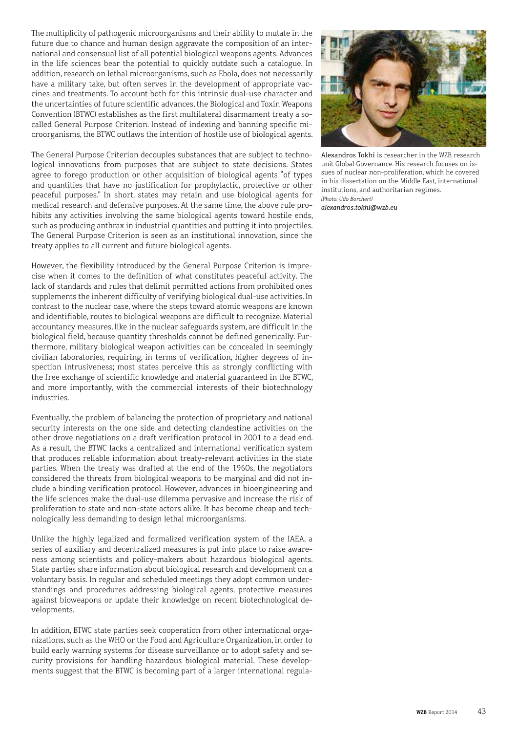The multiplicity of pathogenic microorganisms and their ability to mutate in the future due to chance and human design aggravate the composition of an international and consensual list of all potential biological weapons agents. Advances in the life sciences bear the potential to quickly outdate such a catalogue. In addition, research on lethal microorganisms, such as Ebola, does not necessarily have a military take, but often serves in the development of appropriate vaccines and treatments. To account both for this intrinsic dual-use character and the uncertainties of future scientific advances, the Biological and Toxin Weapons Convention (BTWC) establishes as the first multilateral disarmament treaty a so-called General Purpose Criterion. Instead of indexing and banning specific microorganisms, the BTWC outlaws the intention of hostile use of biological agents.

The General Purpose Criterion decouples substances that are subject to technological innovations from purposes that are subject to state decisions. States agree to forego production or other acquisition of biological agents "of types and quantities that have no justification for prophylactic, protective or other peaceful purposes." In short, states may retain and use biological agents for medical research and defensive purposes. At the same time, the above rule prohibits any activities involving the same biological agents toward hostile ends, such as producing anthrax in industrial quantities and putting it into projectiles. The General Purpose Criterion is seen as an institutional innovation, since the treaty applies to all current and future biological agents.

However, the flexibility introduced by the General Purpose Criterion is imprecise when it comes to the definition of what constitutes peaceful activity. The lack of standards and rules that delimit permitted actions from prohibited ones supplements the inherent difficulty of verifying biological dual-use activities. In contrast to the nuclear case, where the steps toward atomic weapons are known and identifiable, routes to biological weapons are difficult to recognize. Material accountancy measures, like in the nuclear safeguards system, are difficult in the biological field, because quantity thresholds cannot be defined generically. Furthermore, military biological weapon activities can be concealed in seemingly civilian laboratories, requiring, in terms of verification, higher degrees of inspection intrusiveness; most states perceive this as strongly conflicting with the free exchange of scientific knowledge and material guaranteed in the BTWC, and more importantly, with the commercial interests of their biotechnology industries.

Eventually, the problem of balancing the protection of proprietary and national security interests on the one side and detecting clandestine activities on the other drove negotiations on a draft verification protocol in 2001 to a dead end. As a result, the BTWC lacks a centralized and international verification system that produces reliable information about treaty-relevant activities in the state parties. When the treaty was drafted at the end of the 1960s, the negotiators considered the threats from biological weapons to be marginal and did not include a binding verification protocol. However, advances in bioengineering and the life sciences make the dual-use dilemma pervasive and increase the risk of proliferation to state and non-state actors alike. It has become cheap and technologically less demanding to design lethal microorganisms.

Unlike the highly legalized and formalized verification system of the IAEA, a series of auxiliary and decentralized measures is put into place to raise awareness among scientists and policy-makers about hazardous biological agents. State parties share information about biological research and development on a voluntary basis. In regular and scheduled meetings they adopt common understandings and procedures addressing biological agents, protective measures against bioweapons or update their knowledge on recent biotechnological developments.

In addition, BTWC state parties seek cooperation from other international organizations, such as the WHO or the Food and Agriculture Organization, in order to build early warning systems for disease surveillance or to adopt safety and security provisions for handling hazardous biological material. These developments suggest that the BTWC is becoming part of a larger international regula-

**Alexandros Tokhi** is researcher in the WZB research unit Global Governance. His research focuses on issues of nuclear non-proliferation, which he covered in his dissertation on the Middle East, international institutions, and authoritarian regimes.
*[Photo: Udo Borchert]*
*alexandros.tokhi@wzb.eu*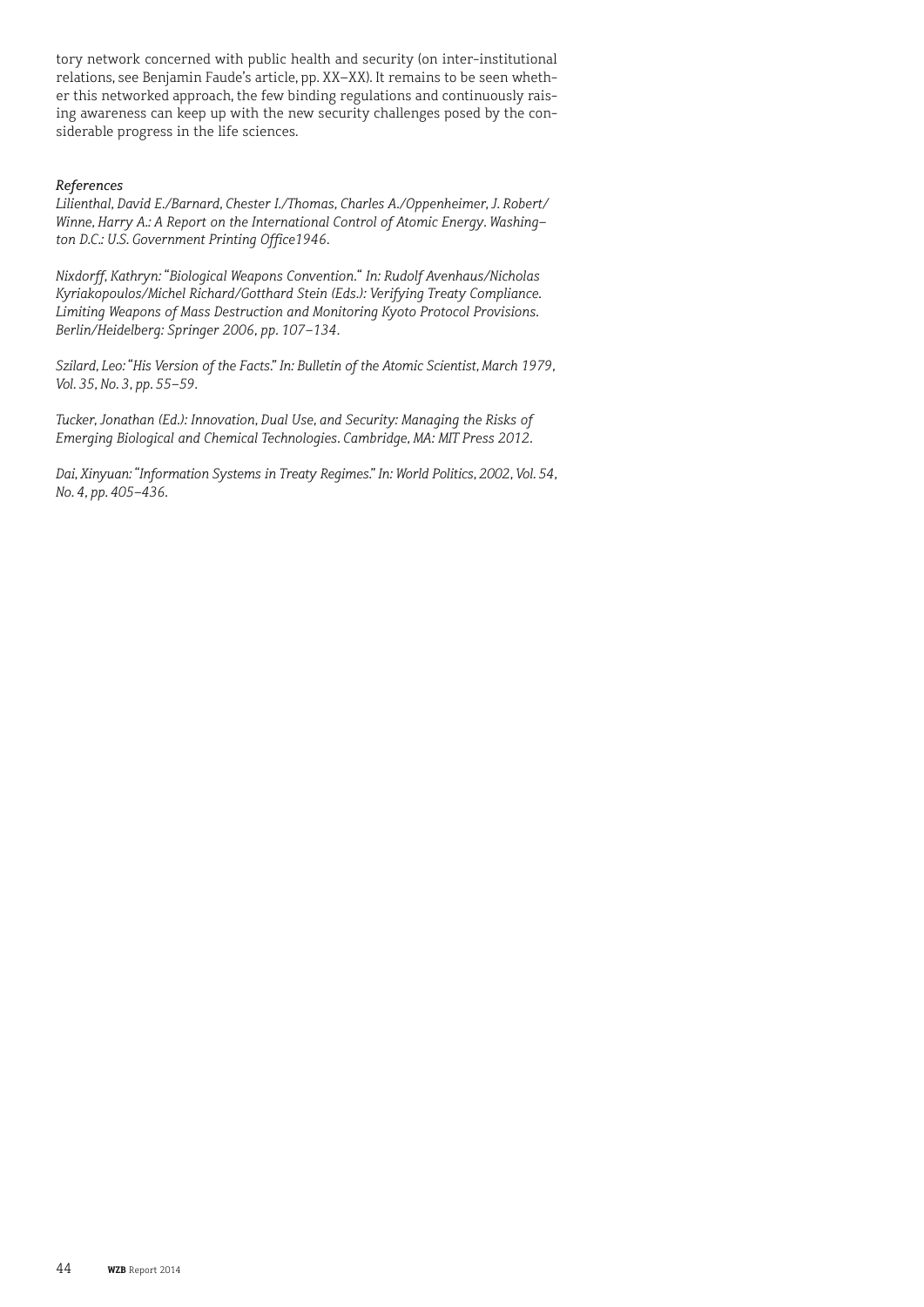tory network concerned with public health and security (on inter-institutional relations, see Benjamin Faude's article, pp. XX–XX). It remains to be seen whether this networked approach, the few binding regulations and continuously raising awareness can keep up with the new security challenges posed by the considerable progress in the life sciences.

*References*

*Lilienthal, David E./Barnard, Chester I./Thomas, Charles A./Oppenheimer, J. Robert/ Winne, Harry A.: A Report on the International Control of Atomic Energy. Washington D.C.: U.S. Government Printing Office1946.*

*Nixdorff, Kathryn: "Biological Weapons Convention." In: Rudolf Avenhaus/Nicholas Kyriakopoulos/Michel Richard/Gotthard Stein (Eds.): Verifying Treaty Compliance. Limiting Weapons of Mass Destruction and Monitoring Kyoto Protocol Provisions. Berlin/Heidelberg: Springer 2006, pp. 107–134.*

*Szilard, Leo: "His Version of the Facts." In: Bulletin of the Atomic Scientist, March 1979, Vol. 35, No. 3, pp. 55–59.*

*Tucker, Jonathan (Ed.): Innovation, Dual Use, and Security: Managing the Risks of Emerging Biological and Chemical Technologies. Cambridge, MA: MIT Press 2012.*

*Dai, Xinyuan: "Information Systems in Treaty Regimes." In: World Politics, 2002, Vol. 54, No. 4, pp. 405–436.*